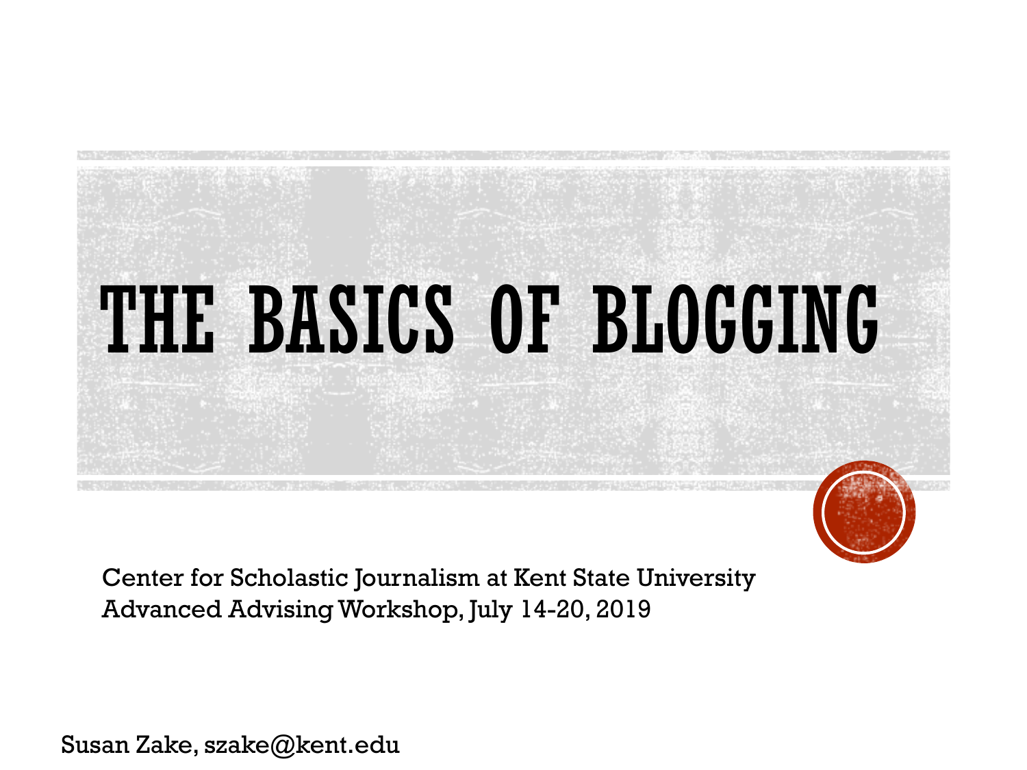# THE BASICS OF BLOGGING

Center for Scholastic Journalism at Kent State University
Advanced Advising Workshop, July 14-20, 2019

Susan Zake, szake@kent.edu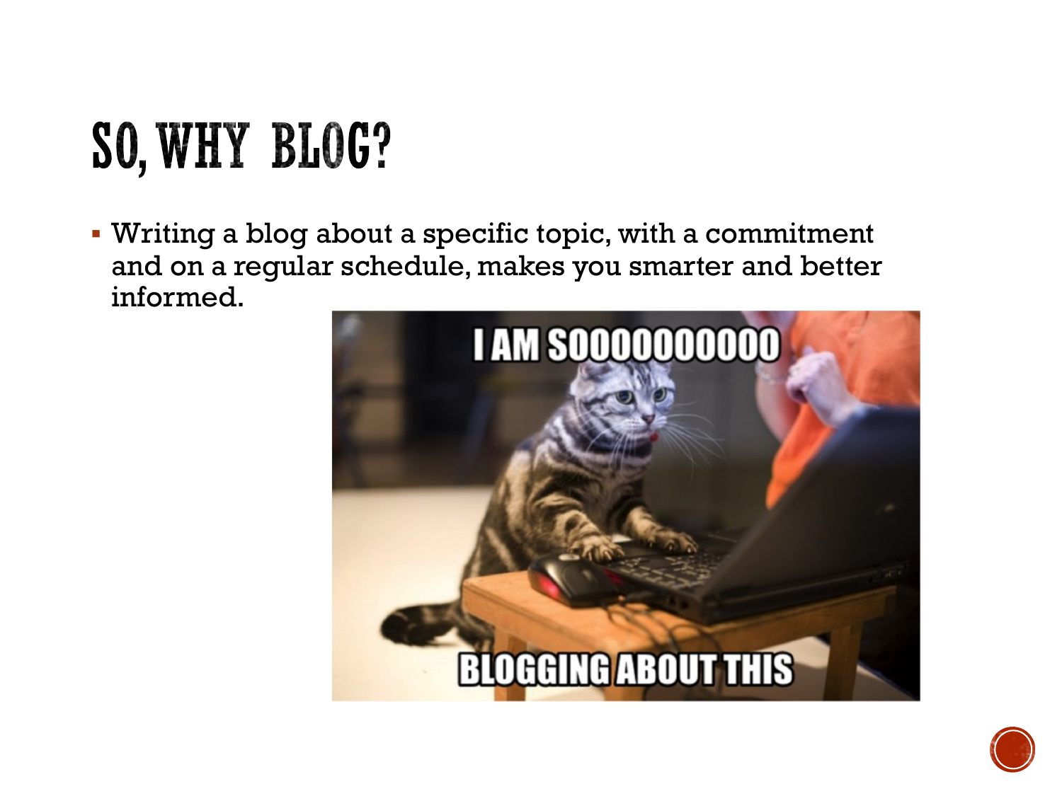# SO, WHY BLOG?

- Writing a blog about a specific topic, with a commitment and on a regular schedule, makes you smarter and better informed.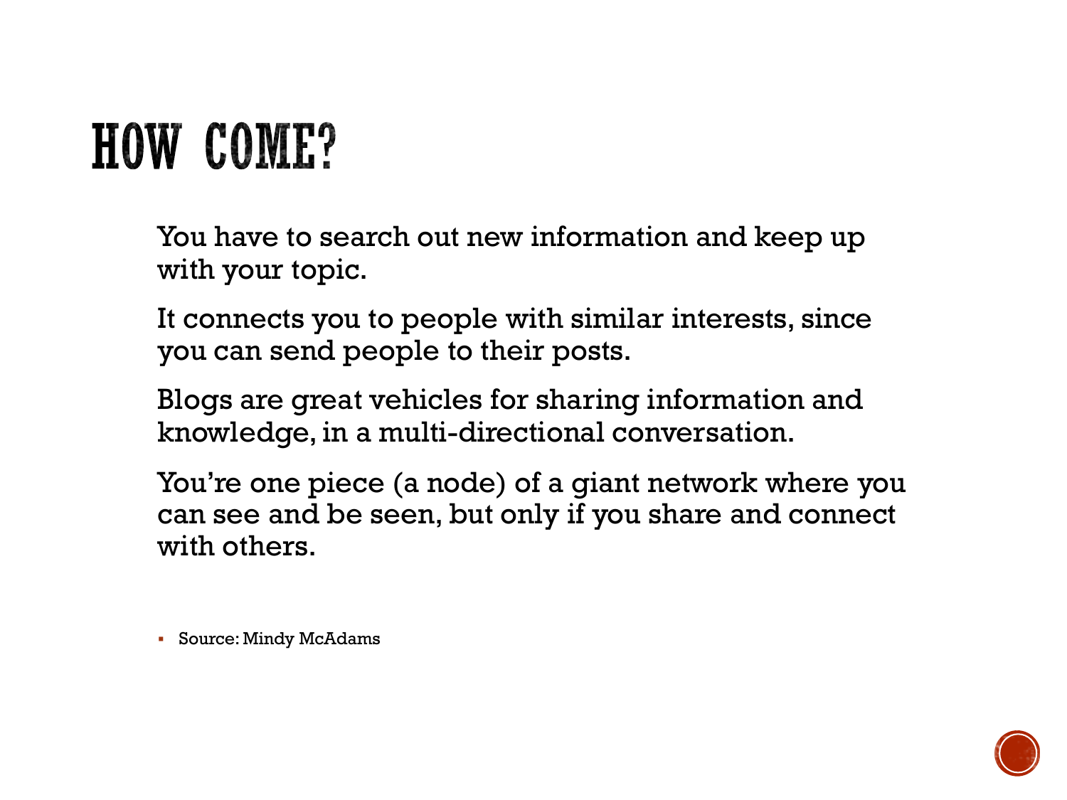# HOW COME?

You have to search out new information and keep up with your topic.

It connects you to people with similar interests, since you can send people to their posts.

Blogs are great vehicles for sharing information and knowledge, in a multi-directional conversation.

You're one piece (a node) of a giant network where you can see and be seen, but only if you share and connect with others.

- Source: Mindy McAdams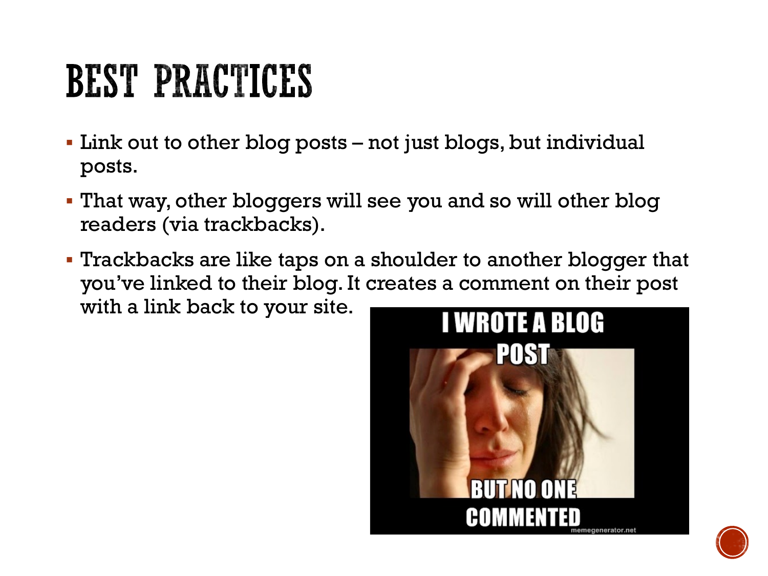# BEST PRACTICES

- Link out to other blog posts – not just blogs, but individual posts.
- That way, other bloggers will see you and so will other blog readers (via trackbacks).
- Trackbacks are like taps on a shoulder to another blogger that you've linked to their blog. It creates a comment on their post with a link back to your site.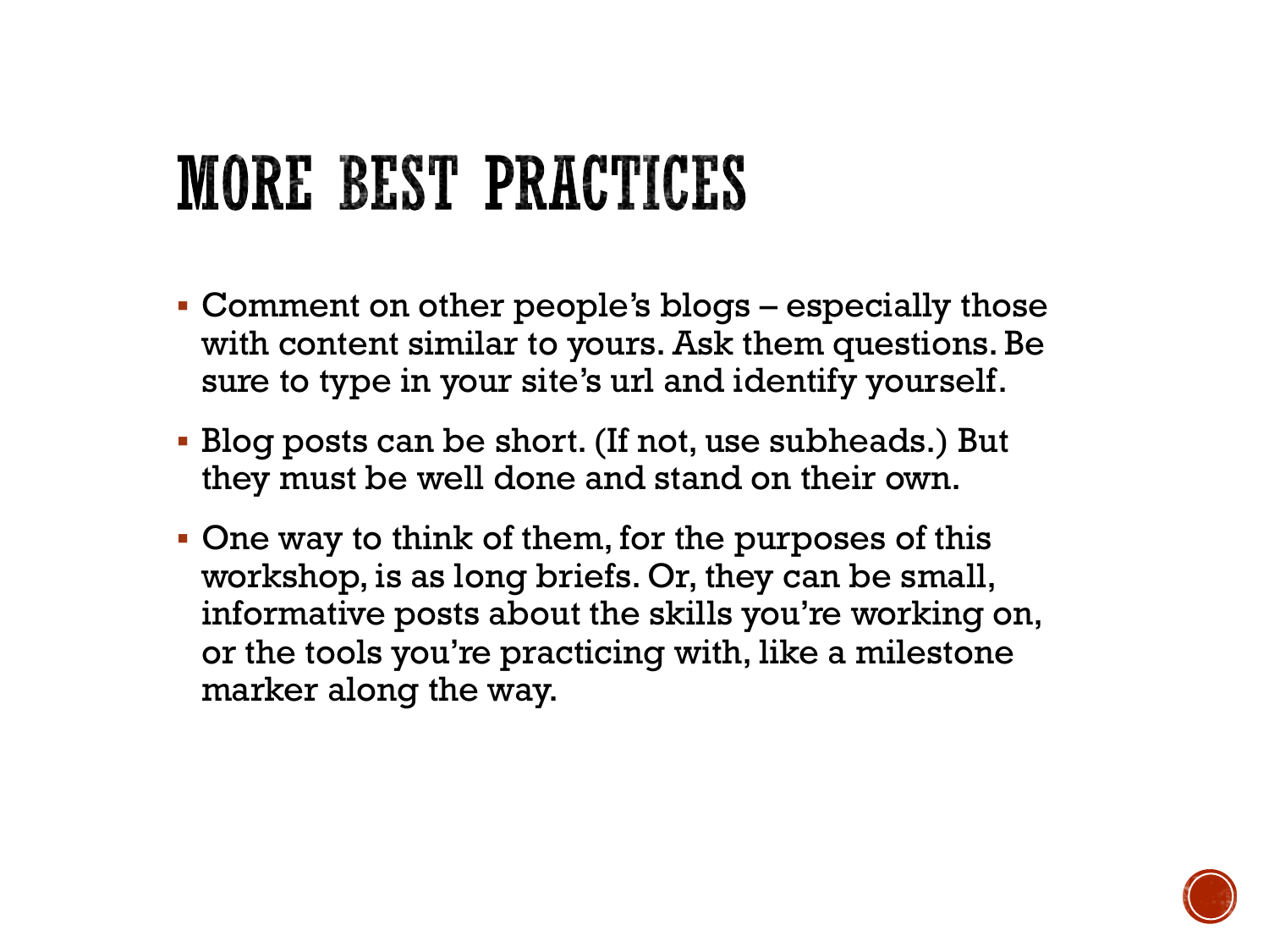# MORE BEST PRACTICES

- Comment on other people's blogs – especially those with content similar to yours. Ask them questions. Be sure to type in your site's url and identify yourself.
- Blog posts can be short. (If not, use subheads.) But they must be well done and stand on their own.
- One way to think of them, for the purposes of this workshop, is as long briefs. Or, they can be small, informative posts about the skills you're working on, or the tools you're practicing with, like a milestone marker along the way.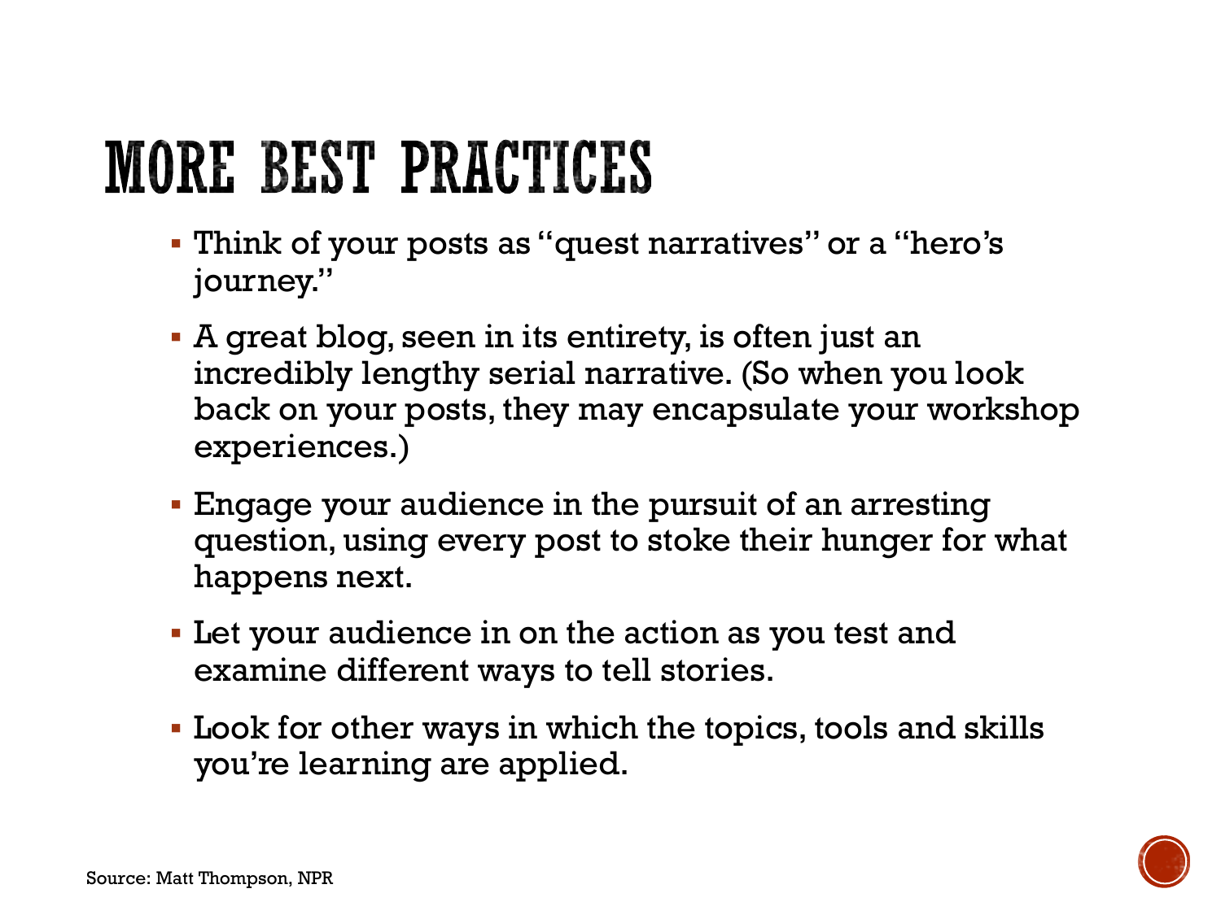# MORE BEST PRACTICES

- Think of your posts as "quest narratives" or a "hero's journey."
- A great blog, seen in its entirety, is often just an incredibly lengthy serial narrative. (So when you look back on your posts, they may encapsulate your workshop experiences.)
- Engage your audience in the pursuit of an arresting question, using every post to stoke their hunger for what happens next.
- Let your audience in on the action as you test and examine different ways to tell stories.
- Look for other ways in which the topics, tools and skills you're learning are applied.

Source: Matt Thompson, NPR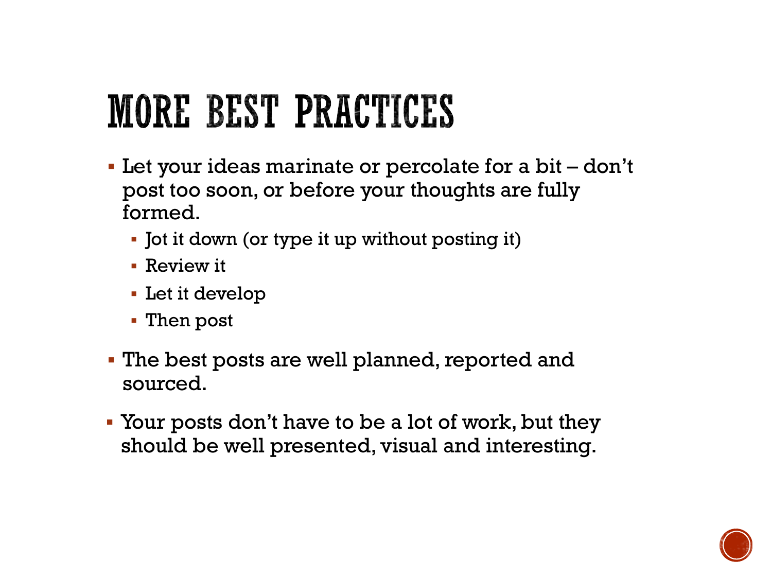# MORE BEST PRACTICES

- Let your ideas marinate or percolate for a bit – don't post too soon, or before your thoughts are fully formed.
  - Jot it down (or type it up without posting it)
  - Review it
  - Let it develop
  - Then post
- The best posts are well planned, reported and sourced.
- Your posts don't have to be a lot of work, but they should be well presented, visual and interesting.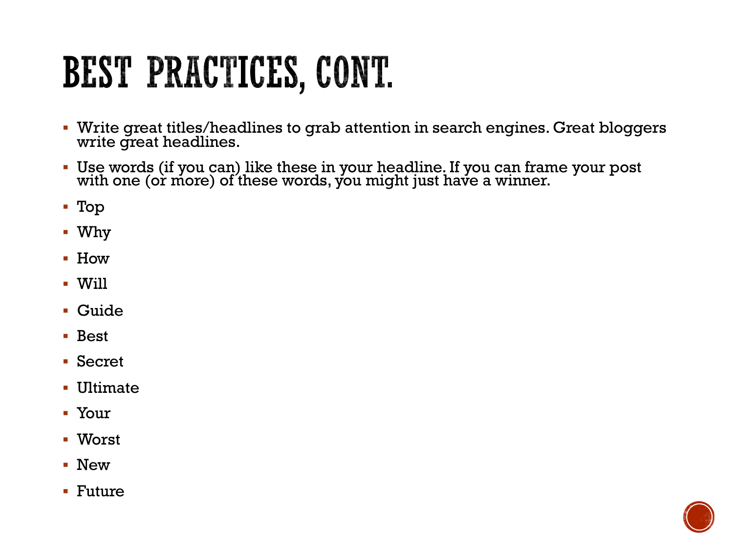# BEST PRACTICES, CONT.

- Write great titles/headlines to grab attention in search engines. Great bloggers write great headlines.
- Use words (if you can) like these in your headline. If you can frame your post with one (or more) of these words, you might just have a winner.
- Top
- Why
- How
- Will
- Guide
- Best
- Secret
- Ultimate
- Your
- Worst
- New
- Future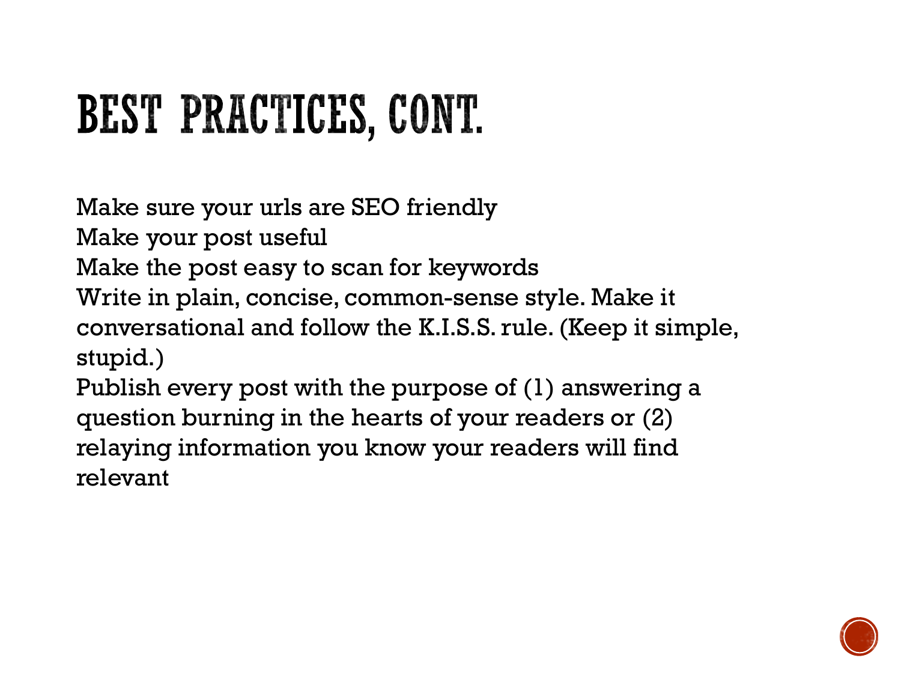# BEST PRACTICES, CONT.

Make sure your urls are SEO friendly
Make your post useful
Make the post easy to scan for keywords
Write in plain, concise, common-sense style. Make it conversational and follow the K.I.S.S. rule. (Keep it simple, stupid.)
Publish every post with the purpose of (1) answering a question burning in the hearts of your readers or (2) relaying information you know your readers will find relevant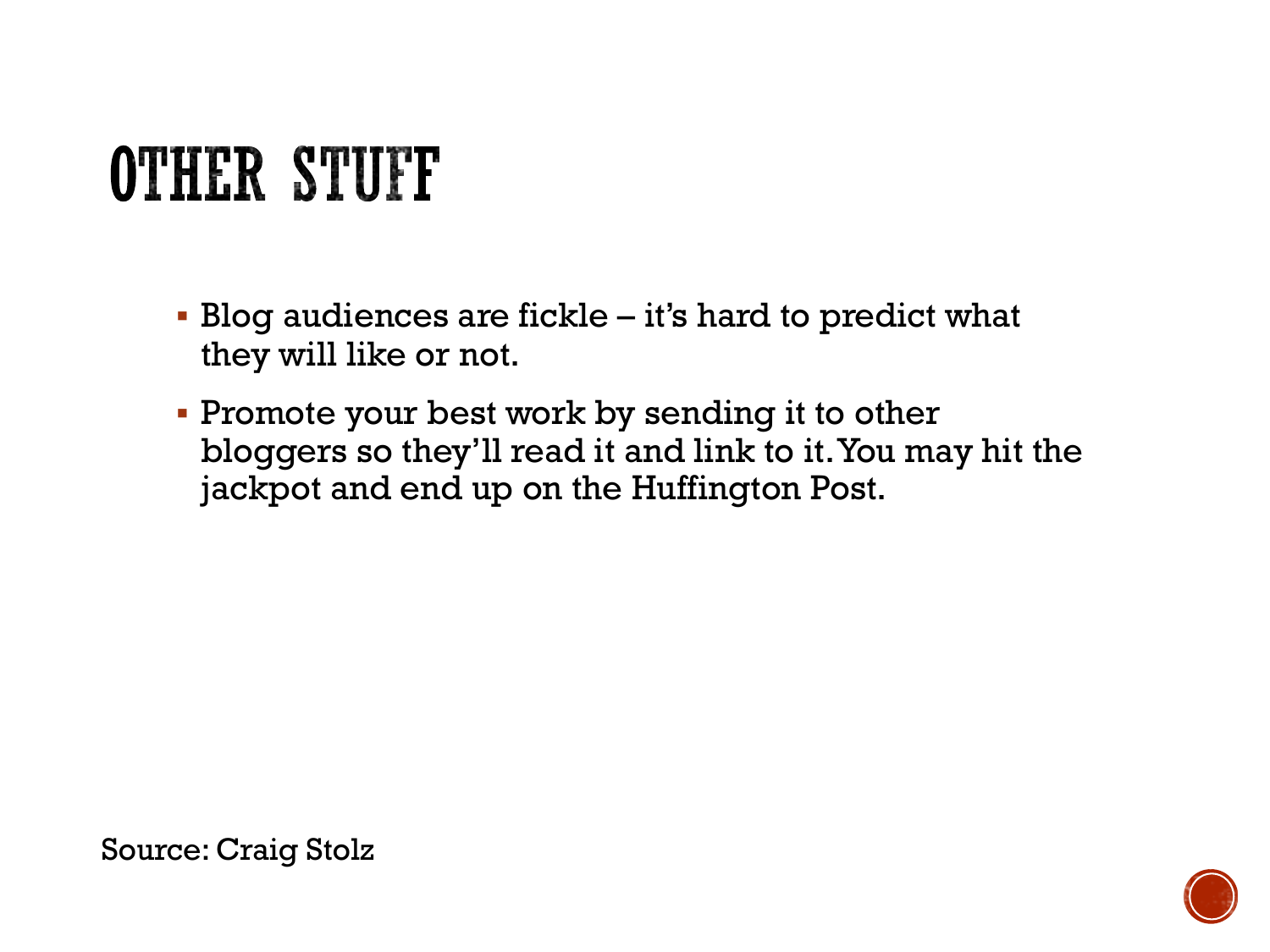# OTHER STUFF

- Blog audiences are fickle – it's hard to predict what they will like or not.
- Promote your best work by sending it to other bloggers so they'll read it and link to it. You may hit the jackpot and end up on the Huffington Post.

Source: Craig Stolz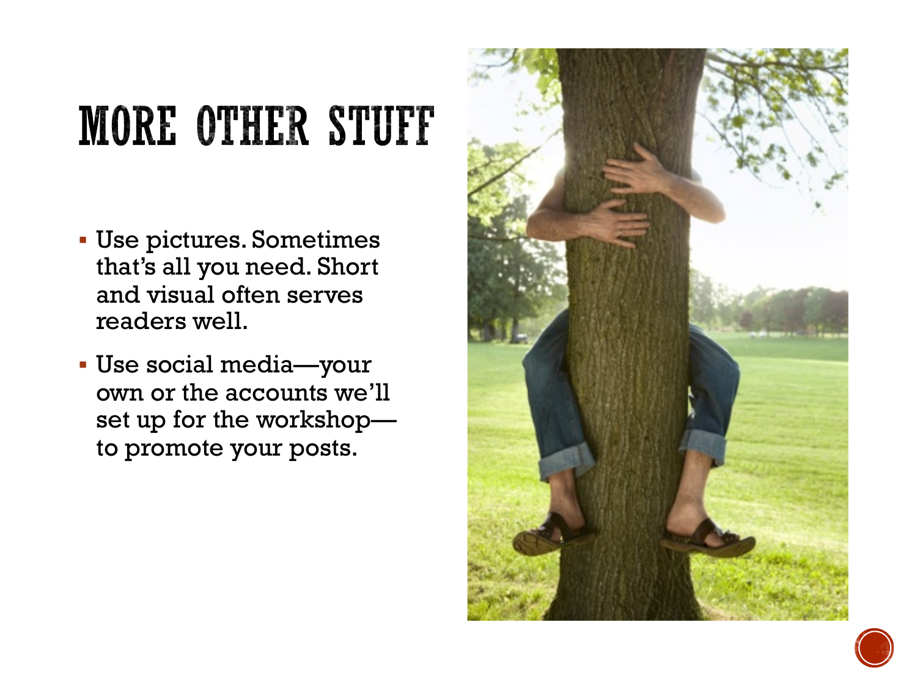# MORE OTHER STUFF

- Use pictures. Sometimes that's all you need. Short and visual often serves readers well.
- Use social media—your own or the accounts we'll set up for the workshop—to promote your posts.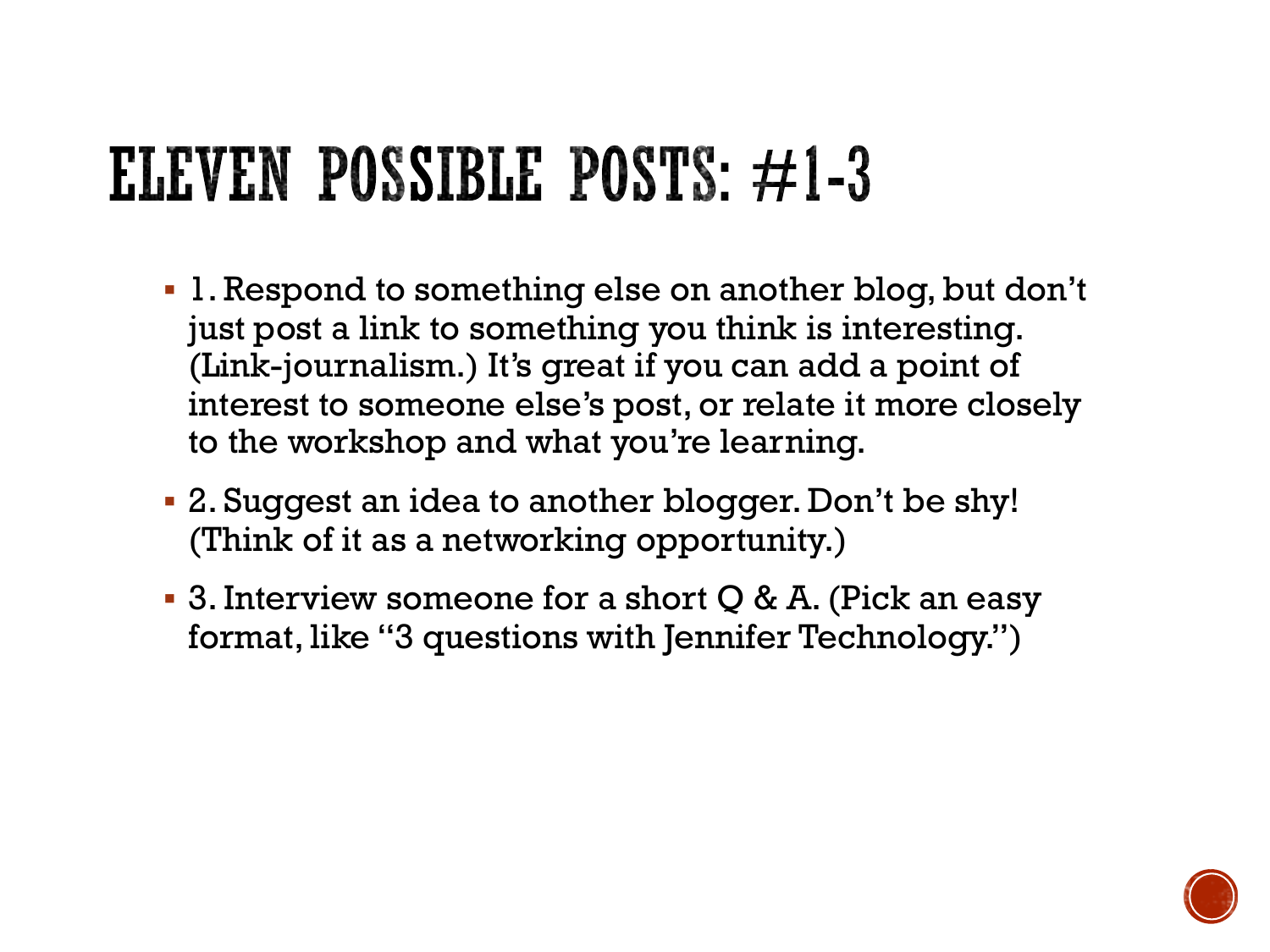# ELEVEN POSSIBLE POSTS: #1-3

- 1. Respond to something else on another blog, but don't just post a link to something you think is interesting. (Link-journalism.) It's great if you can add a point of interest to someone else's post, or relate it more closely to the workshop and what you're learning.
- 2. Suggest an idea to another blogger. Don't be shy! (Think of it as a networking opportunity.)
- 3. Interview someone for a short Q & A. (Pick an easy format, like "3 questions with Jennifer Technology.")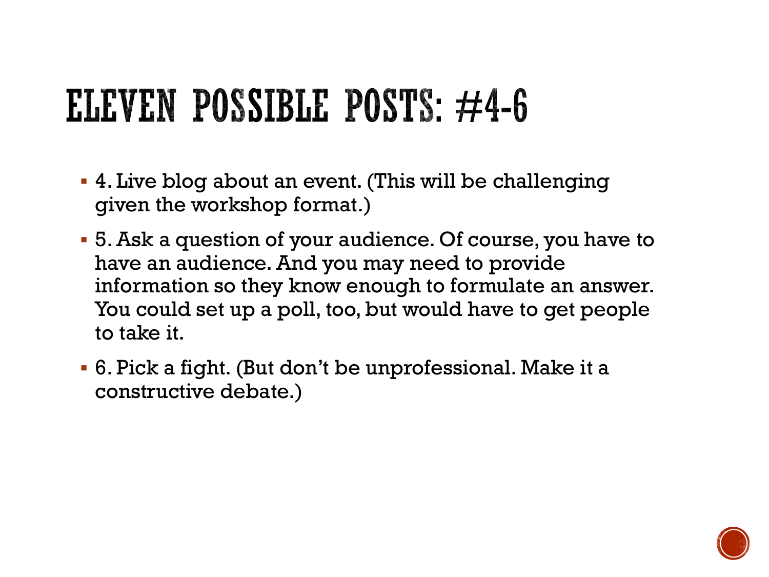# ELEVEN POSSIBLE POSTS: #4-6

- 4. Live blog about an event. (This will be challenging given the workshop format.)
- 5. Ask a question of your audience. Of course, you have to have an audience. And you may need to provide information so they know enough to formulate an answer. You could set up a poll, too, but would have to get people to take it.
- 6. Pick a fight. (But don't be unprofessional. Make it a constructive debate.)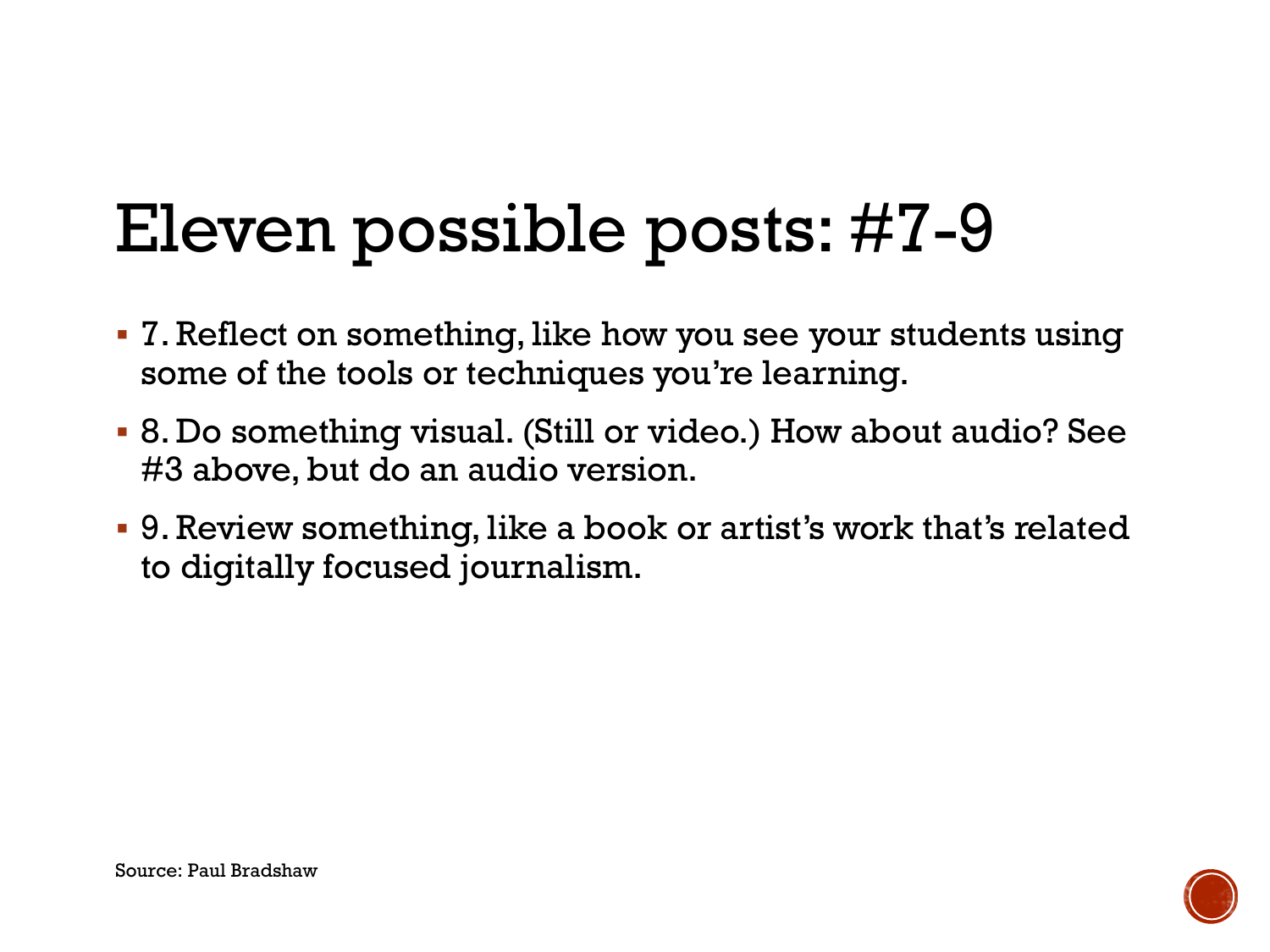# Eleven possible posts: #7-9

- 7. Reflect on something, like how you see your students using some of the tools or techniques you're learning.
- 8. Do something visual. (Still or video.) How about audio? See #3 above, but do an audio version.
- 9. Review something, like a book or artist's work that's related to digitally focused journalism.

Source: Paul Bradshaw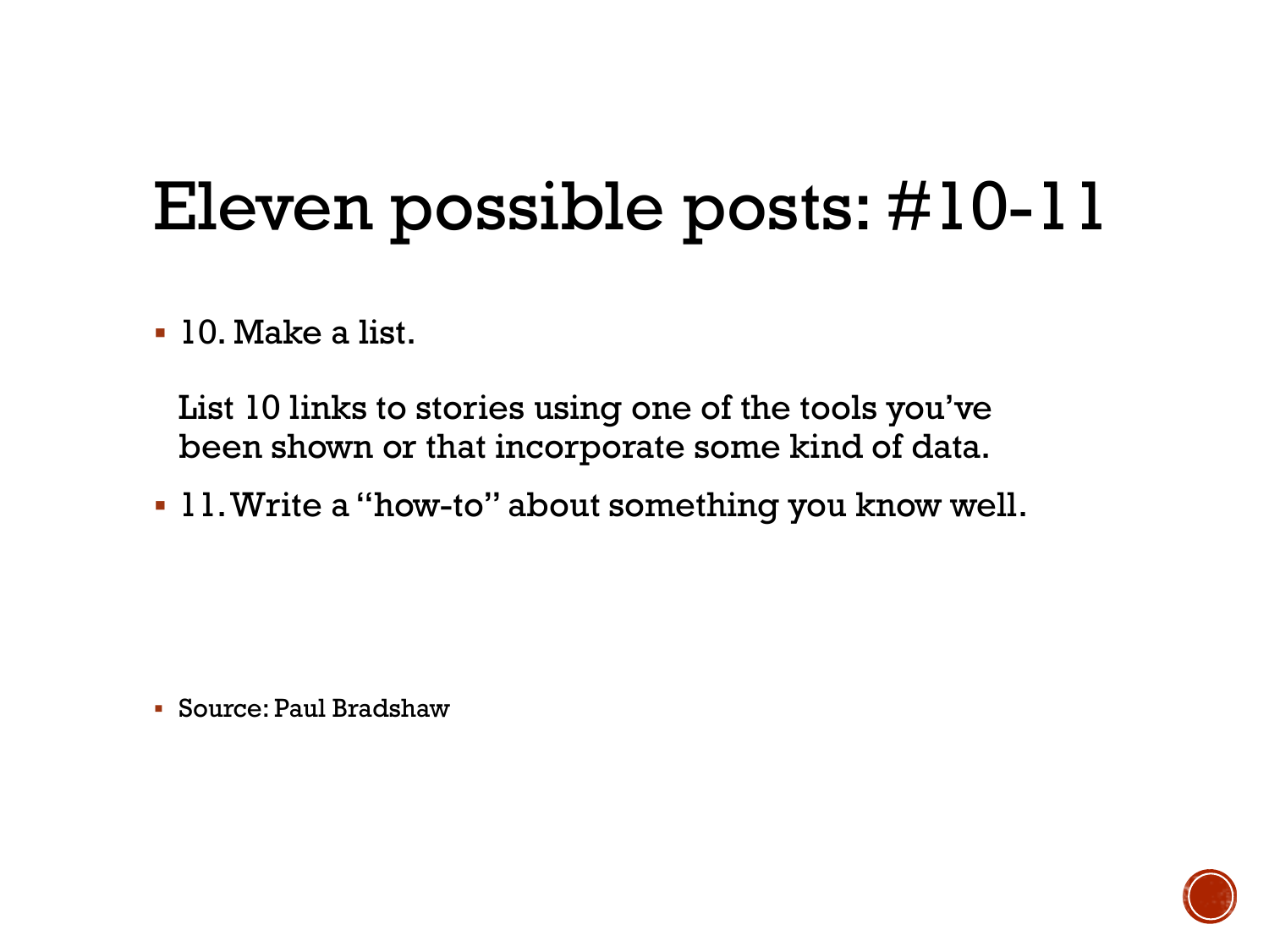# Eleven possible posts: #10-11

- 10. Make a list.

  List 10 links to stories using one of the tools you've been shown or that incorporate some kind of data.

- 11. Write a "how-to" about something you know well.

- Source: Paul Bradshaw